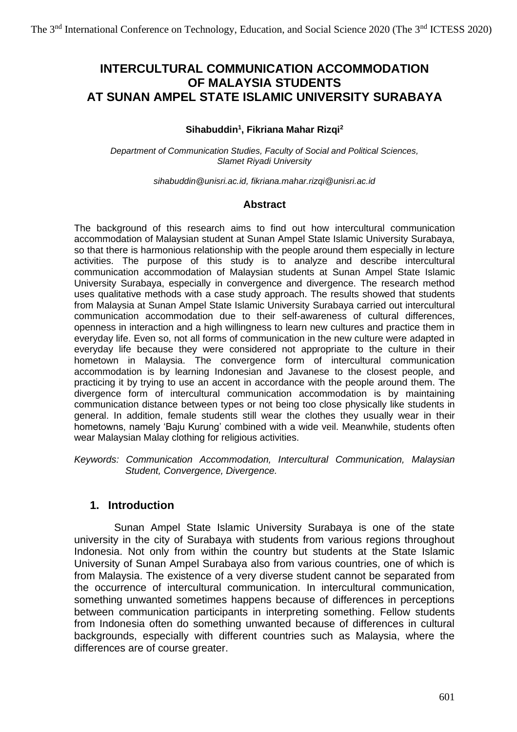# INTERCULTURAL COMMUNICATION ACCOMMODATION OF MALAYSIA STUDENTS AT SUNAN AMPEL STATE ISLAMIC UNIVERSITY SURABAYA

**Sihabuddin[1], Fikriana Mahar Rizqi[2]**

*Department of Communication Studies, Faculty of Social and Political Sciences, Slamet Riyadi University*

*sihabuddin@unisri.ac.id, fikriana.mahar.rizqi@unisri.ac.id*

## Abstract

The background of this research aims to find out how intercultural communication accommodation of Malaysian student at Sunan Ampel State Islamic University Surabaya, so that there is harmonious relationship with the people around them especially in lecture activities. The purpose of this study is to analyze and describe intercultural communication accommodation of Malaysian students at Sunan Ampel State Islamic University Surabaya, especially in convergence and divergence. The research method uses qualitative methods with a case study approach. The results showed that students from Malaysia at Sunan Ampel State Islamic University Surabaya carried out intercultural communication accommodation due to their self-awareness of cultural differences, openness in interaction and a high willingness to learn new cultures and practice them in everyday life. Even so, not all forms of communication in the new culture were adapted in everyday life because they were considered not appropriate to the culture in their hometown in Malaysia. The convergence form of intercultural communication accommodation is by learning Indonesian and Javanese to the closest people, and practicing it by trying to use an accent in accordance with the people around them. The divergence form of intercultural communication accommodation is by maintaining communication distance between types or not being too close physically like students in general. In addition, female students still wear the clothes they usually wear in their hometowns, namely 'Baju Kurung' combined with a wide veil. Meanwhile, students often wear Malaysian Malay clothing for religious activities.

*Keywords: Communication Accommodation, Intercultural Communication, Malaysian Student, Convergence, Divergence.*

## 1. Introduction

Sunan Ampel State Islamic University Surabaya is one of the state university in the city of Surabaya with students from various regions throughout Indonesia. Not only from within the country but students at the State Islamic University of Sunan Ampel Surabaya also from various countries, one of which is from Malaysia. The existence of a very diverse student cannot be separated from the occurrence of intercultural communication. In intercultural communication, something unwanted sometimes happens because of differences in perceptions between communication participants in interpreting something. Fellow students from Indonesia often do something unwanted because of differences in cultural backgrounds, especially with different countries such as Malaysia, where the differences are of course greater.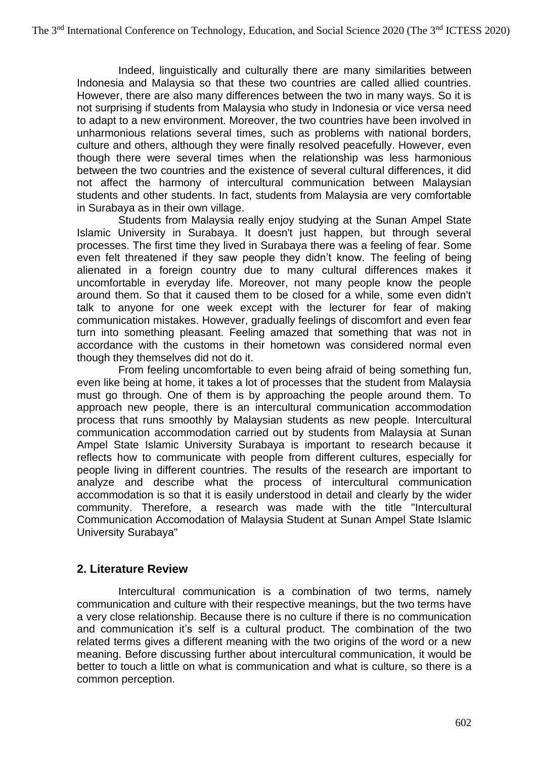Indeed, linguistically and culturally there are many similarities between Indonesia and Malaysia so that these two countries are called allied countries. However, there are also many differences between the two in many ways. So it is not surprising if students from Malaysia who study in Indonesia or vice versa need to adapt to a new environment. Moreover, the two countries have been involved in unharmonious relations several times, such as problems with national borders, culture and others, although they were finally resolved peacefully. However, even though there were several times when the relationship was less harmonious between the two countries and the existence of several cultural differences, it did not affect the harmony of intercultural communication between Malaysian students and other students. In fact, students from Malaysia are very comfortable in Surabaya as in their own village.

Students from Malaysia really enjoy studying at the Sunan Ampel State Islamic University in Surabaya. It doesn't just happen, but through several processes. The first time they lived in Surabaya there was a feeling of fear. Some even felt threatened if they saw people they didn't know. The feeling of being alienated in a foreign country due to many cultural differences makes it uncomfortable in everyday life. Moreover, not many people know the people around them. So that it caused them to be closed for a while, some even didn't talk to anyone for one week except with the lecturer for fear of making communication mistakes. However, gradually feelings of discomfort and even fear turn into something pleasant. Feeling amazed that something that was not in accordance with the customs in their hometown was considered normal even though they themselves did not do it.

From feeling uncomfortable to even being afraid of being something fun, even like being at home, it takes a lot of processes that the student from Malaysia must go through. One of them is by approaching the people around them. To approach new people, there is an intercultural communication accommodation process that runs smoothly by Malaysian students as new people. Intercultural communication accommodation carried out by students from Malaysia at Sunan Ampel State Islamic University Surabaya is important to research because it reflects how to communicate with people from different cultures, especially for people living in different countries. The results of the research are important to analyze and describe what the process of intercultural communication accommodation is so that it is easily understood in detail and clearly by the wider community. Therefore, a research was made with the title "Intercultural Communication Accomodation of Malaysia Student at Sunan Ampel State Islamic University Surabaya"

## 2. Literature Review

Intercultural communication is a combination of two terms, namely communication and culture with their respective meanings, but the two terms have a very close relationship. Because there is no culture if there is no communication and communication it's self is a cultural product. The combination of the two related terms gives a different meaning with the two origins of the word or a new meaning. Before discussing further about intercultural communication, it would be better to touch a little on what is communication and what is culture, so there is a common perception.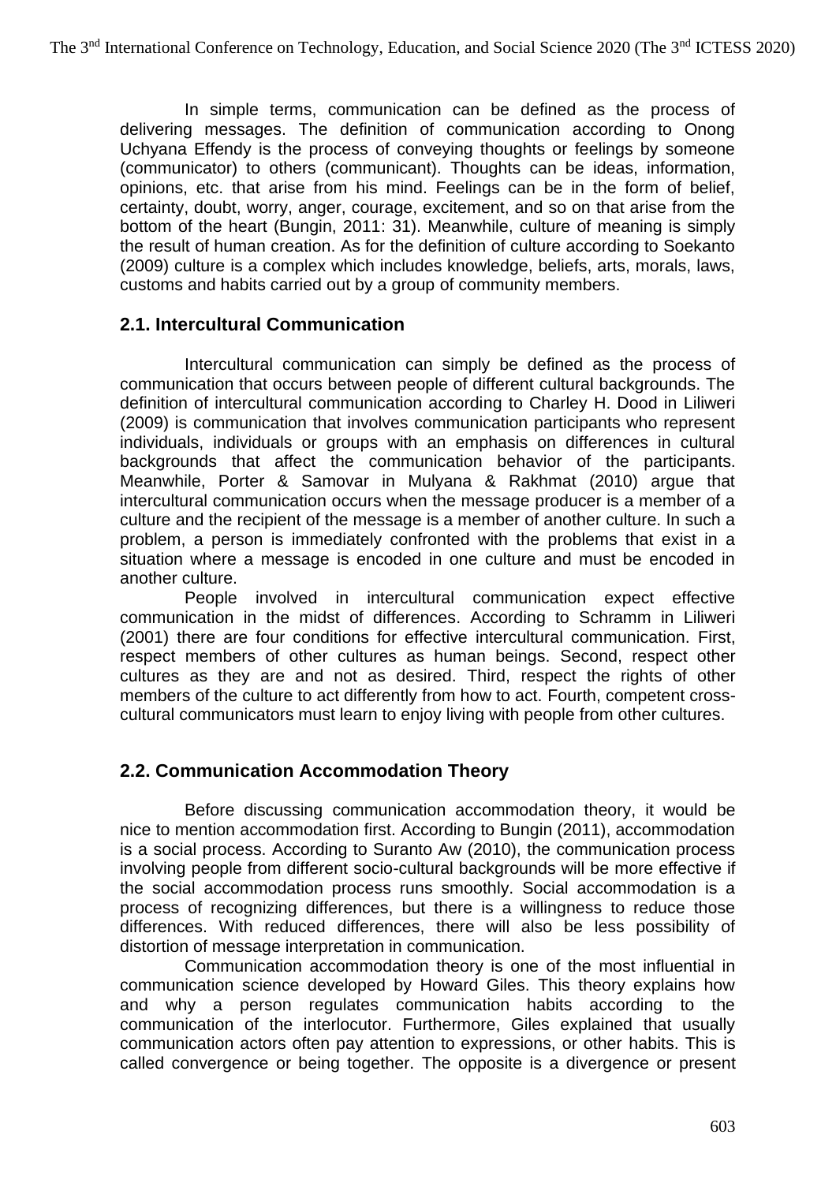In simple terms, communication can be defined as the process of delivering messages. The definition of communication according to Onong Uchyana Effendy is the process of conveying thoughts or feelings by someone (communicator) to others (communicant). Thoughts can be ideas, information, opinions, etc. that arise from his mind. Feelings can be in the form of belief, certainty, doubt, worry, anger, courage, excitement, and so on that arise from the bottom of the heart (Bungin, 2011: 31). Meanwhile, culture of meaning is simply the result of human creation. As for the definition of culture according to Soekanto (2009) culture is a complex which includes knowledge, beliefs, arts, morals, laws, customs and habits carried out by a group of community members.

## 2.1. Intercultural Communication

Intercultural communication can simply be defined as the process of communication that occurs between people of different cultural backgrounds. The definition of intercultural communication according to Charley H. Dood in Liliweri (2009) is communication that involves communication participants who represent individuals, individuals or groups with an emphasis on differences in cultural backgrounds that affect the communication behavior of the participants. Meanwhile, Porter & Samovar in Mulyana & Rakhmat (2010) argue that intercultural communication occurs when the message producer is a member of a culture and the recipient of the message is a member of another culture. In such a problem, a person is immediately confronted with the problems that exist in a situation where a message is encoded in one culture and must be encoded in another culture.

People involved in intercultural communication expect effective communication in the midst of differences. According to Schramm in Liliweri (2001) there are four conditions for effective intercultural communication. First, respect members of other cultures as human beings. Second, respect other cultures as they are and not as desired. Third, respect the rights of other members of the culture to act differently from how to act. Fourth, competent cross-cultural communicators must learn to enjoy living with people from other cultures.

## 2.2. Communication Accommodation Theory

Before discussing communication accommodation theory, it would be nice to mention accommodation first. According to Bungin (2011), accommodation is a social process. According to Suranto Aw (2010), the communication process involving people from different socio-cultural backgrounds will be more effective if the social accommodation process runs smoothly. Social accommodation is a process of recognizing differences, but there is a willingness to reduce those differences. With reduced differences, there will also be less possibility of distortion of message interpretation in communication.

Communication accommodation theory is one of the most influential in communication science developed by Howard Giles. This theory explains how and why a person regulates communication habits according to the communication of the interlocutor. Furthermore, Giles explained that usually communication actors often pay attention to expressions, or other habits. This is called convergence or being together. The opposite is a divergence or present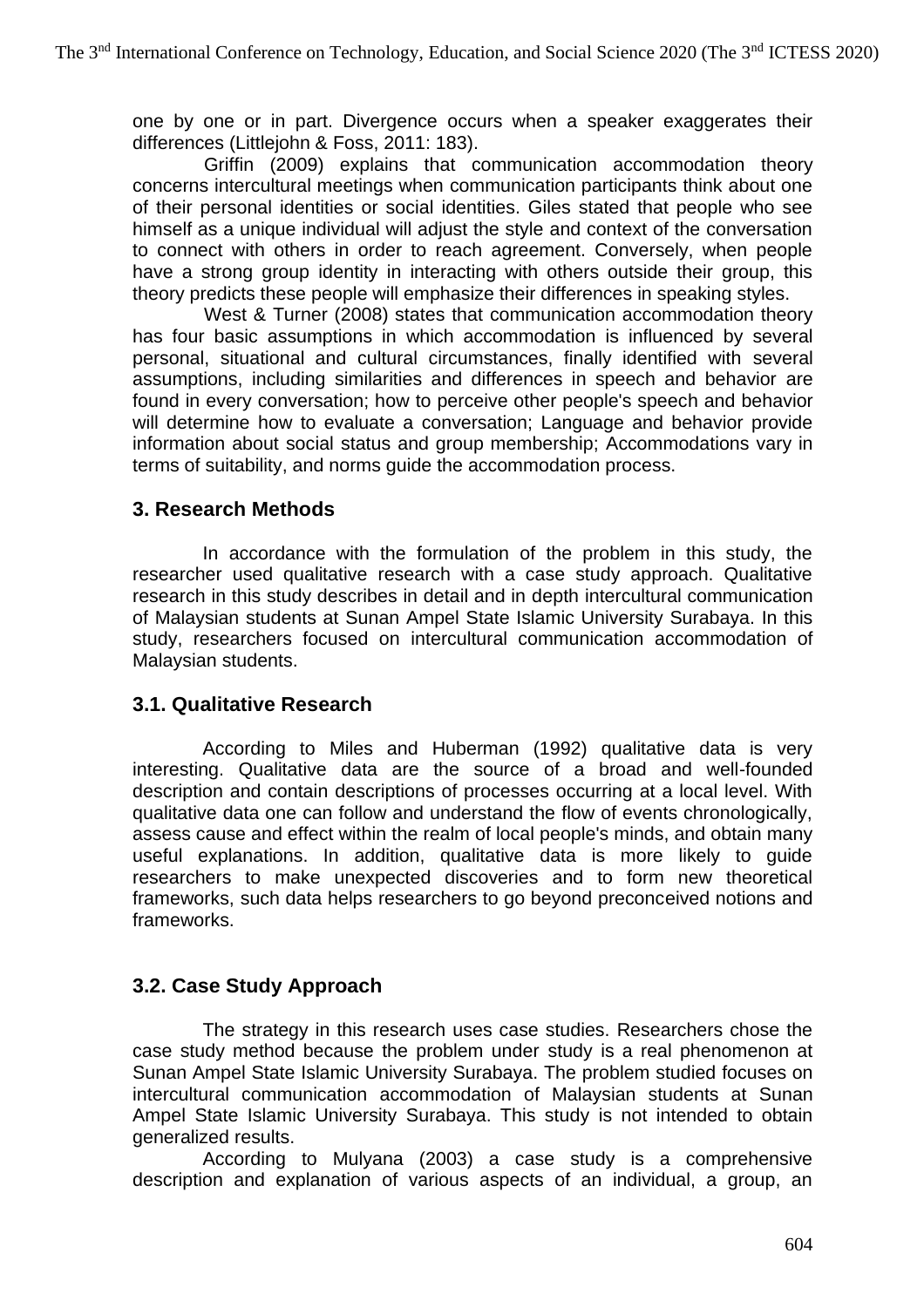one by one or in part. Divergence occurs when a speaker exaggerates their differences (Littlejohn & Foss, 2011: 183).

Griffin (2009) explains that communication accommodation theory concerns intercultural meetings when communication participants think about one of their personal identities or social identities. Giles stated that people who see himself as a unique individual will adjust the style and context of the conversation to connect with others in order to reach agreement. Conversely, when people have a strong group identity in interacting with others outside their group, this theory predicts these people will emphasize their differences in speaking styles.

West & Turner (2008) states that communication accommodation theory has four basic assumptions in which accommodation is influenced by several personal, situational and cultural circumstances, finally identified with several assumptions, including similarities and differences in speech and behavior are found in every conversation; how to perceive other people's speech and behavior will determine how to evaluate a conversation; Language and behavior provide information about social status and group membership; Accommodations vary in terms of suitability, and norms guide the accommodation process.

## 3. Research Methods

In accordance with the formulation of the problem in this study, the researcher used qualitative research with a case study approach. Qualitative research in this study describes in detail and in depth intercultural communication of Malaysian students at Sunan Ampel State Islamic University Surabaya. In this study, researchers focused on intercultural communication accommodation of Malaysian students.

### 3.1. Qualitative Research

According to Miles and Huberman (1992) qualitative data is very interesting. Qualitative data are the source of a broad and well-founded description and contain descriptions of processes occurring at a local level. With qualitative data one can follow and understand the flow of events chronologically, assess cause and effect within the realm of local people's minds, and obtain many useful explanations. In addition, qualitative data is more likely to guide researchers to make unexpected discoveries and to form new theoretical frameworks, such data helps researchers to go beyond preconceived notions and frameworks.

### 3.2. Case Study Approach

The strategy in this research uses case studies. Researchers chose the case study method because the problem under study is a real phenomenon at Sunan Ampel State Islamic University Surabaya. The problem studied focuses on intercultural communication accommodation of Malaysian students at Sunan Ampel State Islamic University Surabaya. This study is not intended to obtain generalized results.

According to Mulyana (2003) a case study is a comprehensive description and explanation of various aspects of an individual, a group, an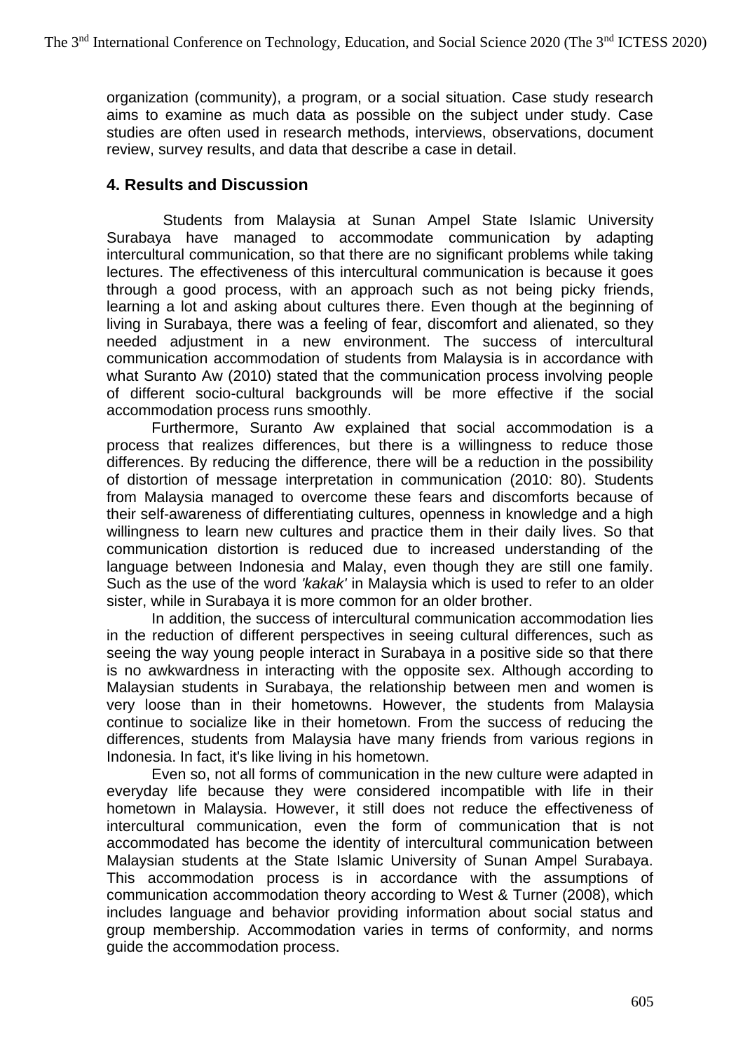organization (community), a program, or a social situation. Case study research aims to examine as much data as possible on the subject under study. Case studies are often used in research methods, interviews, observations, document review, survey results, and data that describe a case in detail.

## 4. Results and Discussion

Students from Malaysia at Sunan Ampel State Islamic University Surabaya have managed to accommodate communication by adapting intercultural communication, so that there are no significant problems while taking lectures. The effectiveness of this intercultural communication is because it goes through a good process, with an approach such as not being picky friends, learning a lot and asking about cultures there. Even though at the beginning of living in Surabaya, there was a feeling of fear, discomfort and alienated, so they needed adjustment in a new environment. The success of intercultural communication accommodation of students from Malaysia is in accordance with what Suranto Aw (2010) stated that the communication process involving people of different socio-cultural backgrounds will be more effective if the social accommodation process runs smoothly.

Furthermore, Suranto Aw explained that social accommodation is a process that realizes differences, but there is a willingness to reduce those differences. By reducing the difference, there will be a reduction in the possibility of distortion of message interpretation in communication (2010: 80). Students from Malaysia managed to overcome these fears and discomforts because of their self-awareness of differentiating cultures, openness in knowledge and a high willingness to learn new cultures and practice them in their daily lives. So that communication distortion is reduced due to increased understanding of the language between Indonesia and Malay, even though they are still one family. Such as the use of the word *'kakak'* in Malaysia which is used to refer to an older sister, while in Surabaya it is more common for an older brother.

In addition, the success of intercultural communication accommodation lies in the reduction of different perspectives in seeing cultural differences, such as seeing the way young people interact in Surabaya in a positive side so that there is no awkwardness in interacting with the opposite sex. Although according to Malaysian students in Surabaya, the relationship between men and women is very loose than in their hometowns. However, the students from Malaysia continue to socialize like in their hometown. From the success of reducing the differences, students from Malaysia have many friends from various regions in Indonesia. In fact, it's like living in his hometown.

Even so, not all forms of communication in the new culture were adapted in everyday life because they were considered incompatible with life in their hometown in Malaysia. However, it still does not reduce the effectiveness of intercultural communication, even the form of communication that is not accommodated has become the identity of intercultural communication between Malaysian students at the State Islamic University of Sunan Ampel Surabaya. This accommodation process is in accordance with the assumptions of communication accommodation theory according to West & Turner (2008), which includes language and behavior providing information about social status and group membership. Accommodation varies in terms of conformity, and norms guide the accommodation process.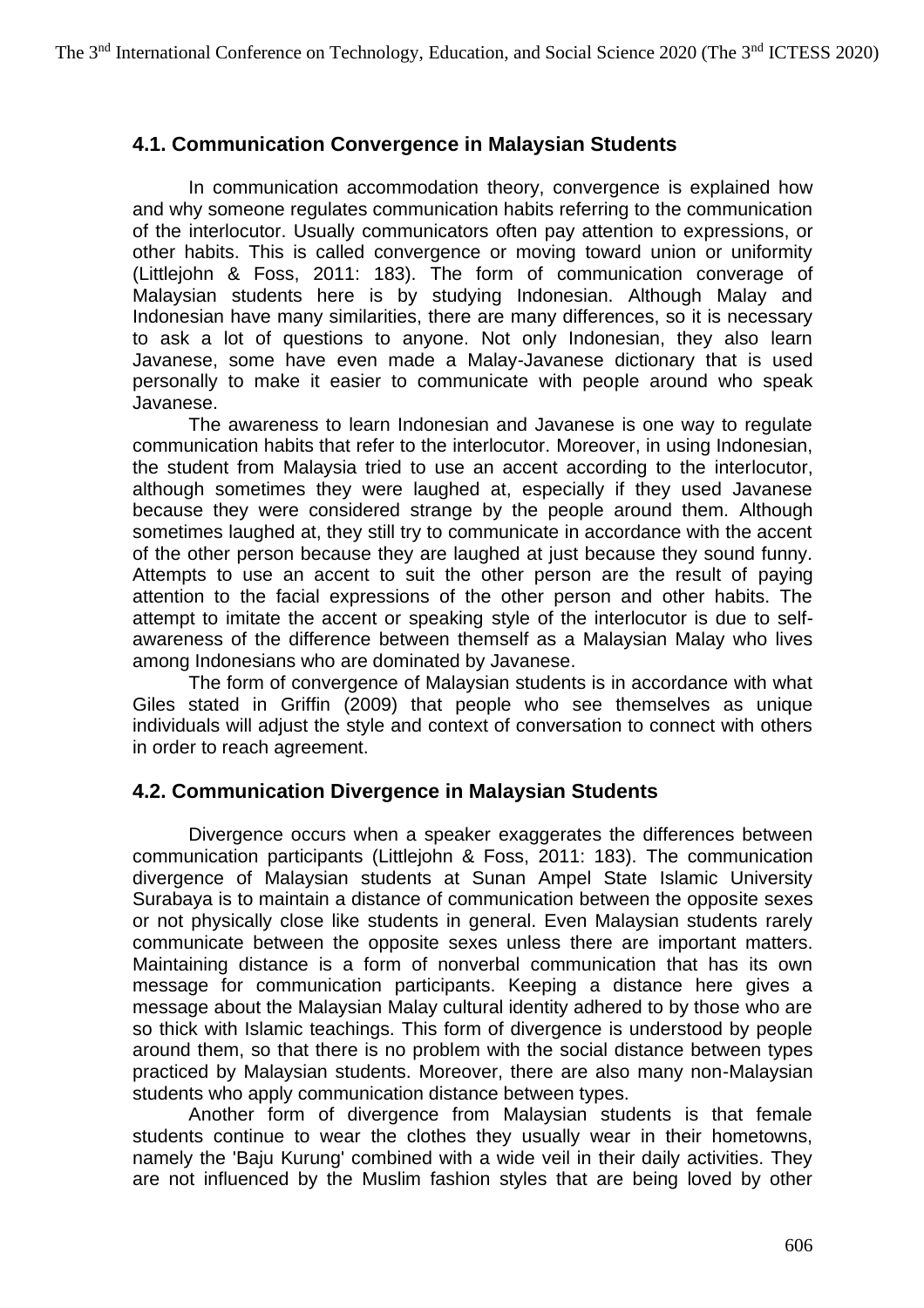### 4.1. Communication Convergence in Malaysian Students

In communication accommodation theory, convergence is explained how and why someone regulates communication habits referring to the communication of the interlocutor. Usually communicators often pay attention to expressions, or other habits. This is called convergence or moving toward union or uniformity (Littlejohn & Foss, 2011: 183). The form of communication converage of Malaysian students here is by studying Indonesian. Although Malay and Indonesian have many similarities, there are many differences, so it is necessary to ask a lot of questions to anyone. Not only Indonesian, they also learn Javanese, some have even made a Malay-Javanese dictionary that is used personally to make it easier to communicate with people around who speak Javanese.

The awareness to learn Indonesian and Javanese is one way to regulate communication habits that refer to the interlocutor. Moreover, in using Indonesian, the student from Malaysia tried to use an accent according to the interlocutor, although sometimes they were laughed at, especially if they used Javanese because they were considered strange by the people around them. Although sometimes laughed at, they still try to communicate in accordance with the accent of the other person because they are laughed at just because they sound funny. Attempts to use an accent to suit the other person are the result of paying attention to the facial expressions of the other person and other habits. The attempt to imitate the accent or speaking style of the interlocutor is due to self-awareness of the difference between themself as a Malaysian Malay who lives among Indonesians who are dominated by Javanese.

The form of convergence of Malaysian students is in accordance with what Giles stated in Griffin (2009) that people who see themselves as unique individuals will adjust the style and context of conversation to connect with others in order to reach agreement.

### 4.2. Communication Divergence in Malaysian Students

Divergence occurs when a speaker exaggerates the differences between communication participants (Littlejohn & Foss, 2011: 183). The communication divergence of Malaysian students at Sunan Ampel State Islamic University Surabaya is to maintain a distance of communication between the opposite sexes or not physically close like students in general. Even Malaysian students rarely communicate between the opposite sexes unless there are important matters. Maintaining distance is a form of nonverbal communication that has its own message for communication participants. Keeping a distance here gives a message about the Malaysian Malay cultural identity adhered to by those who are so thick with Islamic teachings. This form of divergence is understood by people around them, so that there is no problem with the social distance between types practiced by Malaysian students. Moreover, there are also many non-Malaysian students who apply communication distance between types.

Another form of divergence from Malaysian students is that female students continue to wear the clothes they usually wear in their hometowns, namely the 'Baju Kurung' combined with a wide veil in their daily activities. They are not influenced by the Muslim fashion styles that are being loved by other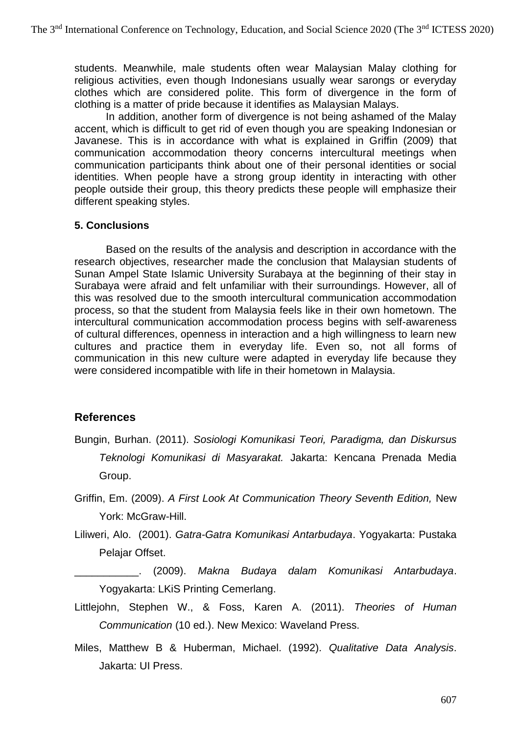students. Meanwhile, male students often wear Malaysian Malay clothing for religious activities, even though Indonesians usually wear sarongs or everyday clothes which are considered polite. This form of divergence in the form of clothing is a matter of pride because it identifies as Malaysian Malays.

In addition, another form of divergence is not being ashamed of the Malay accent, which is difficult to get rid of even though you are speaking Indonesian or Javanese. This is in accordance with what is explained in Griffin (2009) that communication accommodation theory concerns intercultural meetings when communication participants think about one of their personal identities or social identities. When people have a strong group identity in interacting with other people outside their group, this theory predicts these people will emphasize their different speaking styles.

### 5. Conclusions

Based on the results of the analysis and description in accordance with the research objectives, researcher made the conclusion that Malaysian students of Sunan Ampel State Islamic University Surabaya at the beginning of their stay in Surabaya were afraid and felt unfamiliar with their surroundings. However, all of this was resolved due to the smooth intercultural communication accommodation process, so that the student from Malaysia feels like in their own hometown. The intercultural communication accommodation process begins with self-awareness of cultural differences, openness in interaction and a high willingness to learn new cultures and practice them in everyday life. Even so, not all forms of communication in this new culture were adapted in everyday life because they were considered incompatible with life in their hometown in Malaysia.

## References

Bungin, Burhan. (2011). *Sosiologi Komunikasi Teori, Paradigma, dan Diskursus Teknologi Komunikasi di Masyarakat.* Jakarta: Kencana Prenada Media Group.

Griffin, Em. (2009). *A First Look At Communication Theory Seventh Edition,* New York: McGraw-Hill.

Liliweri, Alo. (2001). *Gatra-Gatra Komunikasi Antarbudaya*. Yogyakarta: Pustaka Pelajar Offset.

___________. (2009). *Makna Budaya dalam Komunikasi Antarbudaya*. Yogyakarta: LKiS Printing Cemerlang.

Littlejohn, Stephen W., & Foss, Karen A. (2011). *Theories of Human Communication* (10 ed.). New Mexico: Waveland Press.

Miles, Matthew B & Huberman, Michael. (1992). *Qualitative Data Analysis*. Jakarta: UI Press.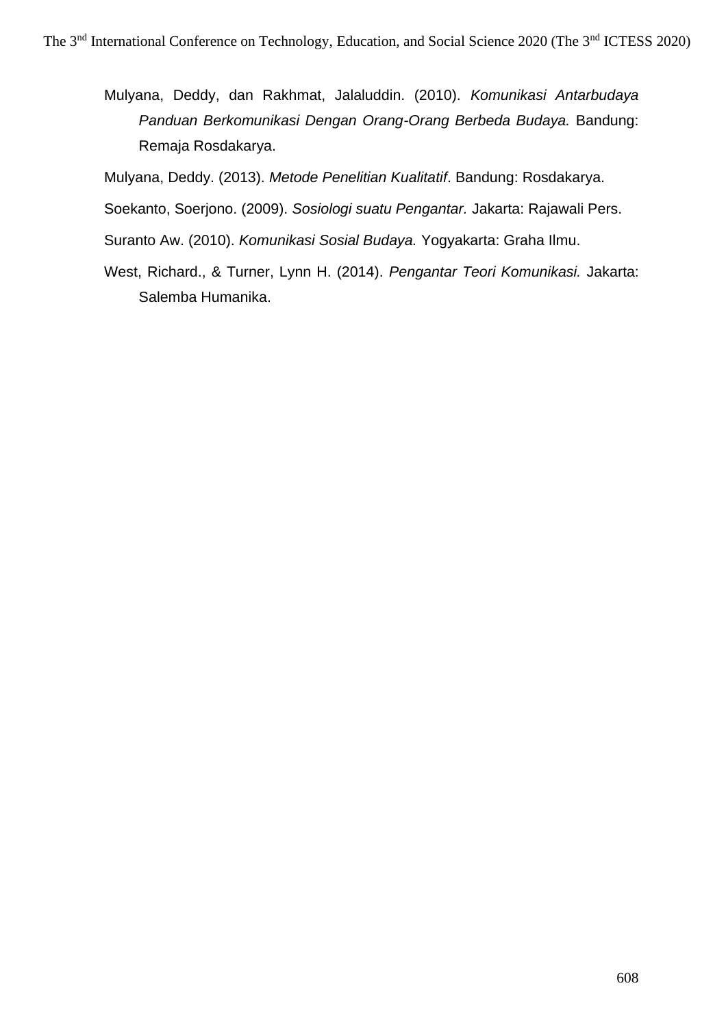Mulyana, Deddy, dan Rakhmat, Jalaluddin. (2010). *Komunikasi Antarbudaya Panduan Berkomunikasi Dengan Orang-Orang Berbeda Budaya.* Bandung: Remaja Rosdakarya.

Mulyana, Deddy. (2013). *Metode Penelitian Kualitatif*. Bandung: Rosdakarya.

Soekanto, Soerjono. (2009). *Sosiologi suatu Pengantar.* Jakarta: Rajawali Pers.

Suranto Aw. (2010). *Komunikasi Sosial Budaya.* Yogyakarta: Graha Ilmu.

West, Richard., & Turner, Lynn H. (2014). *Pengantar Teori Komunikasi.* Jakarta: Salemba Humanika.